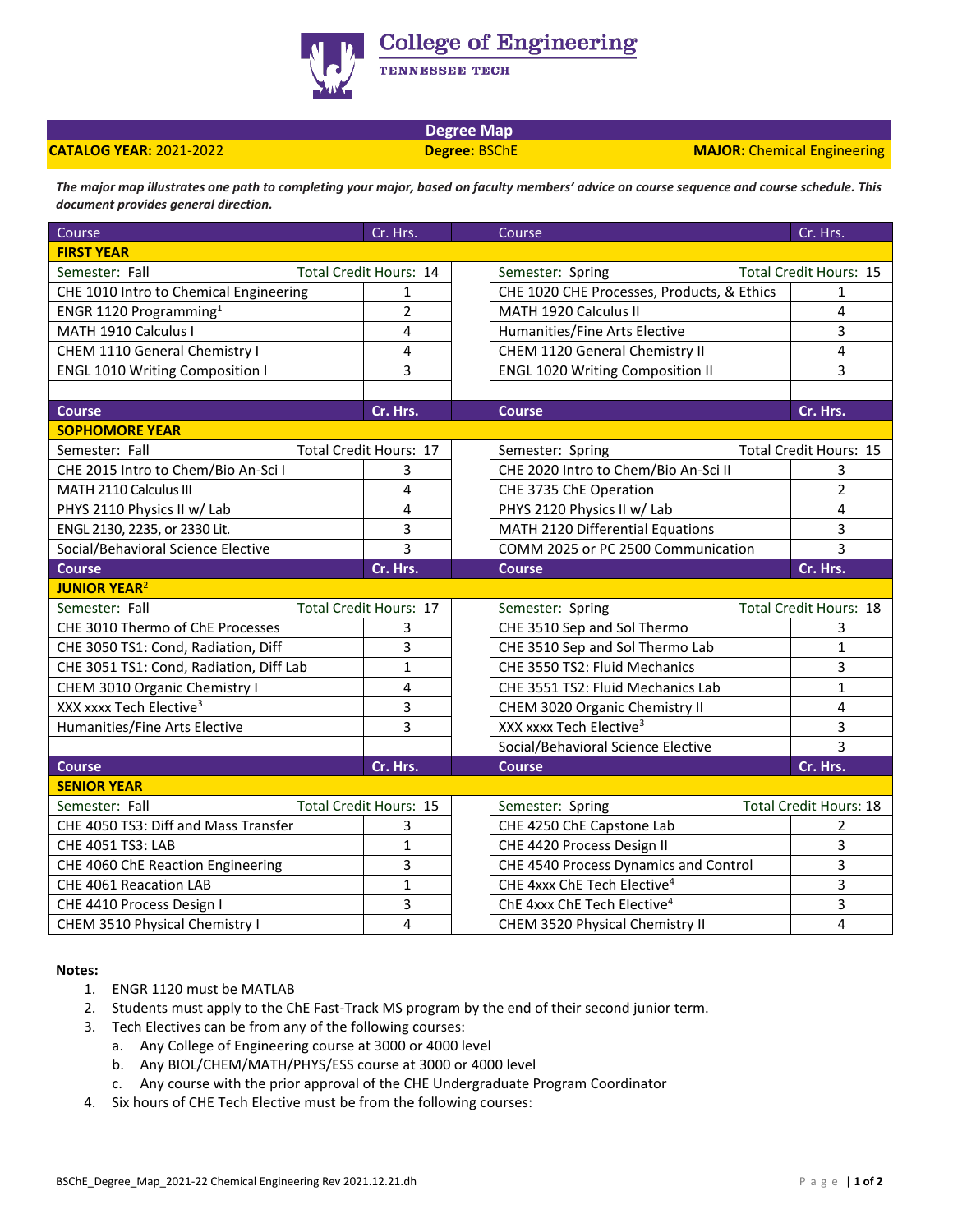# College of Engineering
TENNESSEE TECH

## Degree Map

**CATALOG YEAR:** 2021-2022 **Degree:** BSChE **MAJOR:** Chemical Engineering

***The major map illustrates one path to completing your major, based on faculty members' advice on course sequence and course schedule. This document provides general direction.***

| Course | Cr. Hrs. | Course | Cr. Hrs. |
|---|---|---|---|
| **FIRST YEAR** | | | |
| Semester: Fall — Total Credit Hours: 14 | | Semester: Spring — Total Credit Hours: 15 | |
| CHE 1010 Intro to Chemical Engineering | 1 | CHE 1020 CHE Processes, Products, & Ethics | 1 |
| ENGR 1120 Programming[1] | 2 | MATH 1920 Calculus II | 4 |
| MATH 1910 Calculus I | 4 | Humanities/Fine Arts Elective | 3 |
| CHEM 1110 General Chemistry I | 4 | CHEM 1120 General Chemistry II | 4 |
| ENGL 1010 Writing Composition I | 3 | ENGL 1020 Writing Composition II | 3 |
| **Course** | **Cr. Hrs.** | **Course** | **Cr. Hrs.** |
| **SOPHOMORE YEAR** | | | |
| Semester: Fall — Total Credit Hours: 17 | | Semester: Spring — Total Credit Hours: 15 | |
| CHE 2015 Intro to Chem/Bio An-Sci I | 3 | CHE 2020 Intro to Chem/Bio An-Sci II | 3 |
| MATH 2110 Calculus III | 4 | CHE 3735 ChE Operation | 2 |
| PHYS 2110 Physics II w/ Lab | 4 | PHYS 2120 Physics II w/ Lab | 4 |
| ENGL 2130, 2235, or 2330 Lit. | 3 | MATH 2120 Differential Equations | 3 |
| Social/Behavioral Science Elective | 3 | COMM 2025 or PC 2500 Communication | 3 |
| **Course** | **Cr. Hrs.** | **Course** | **Cr. Hrs.** |
| **JUNIOR YEAR[2]** | | | |
| Semester: Fall — Total Credit Hours: 17 | | Semester: Spring — Total Credit Hours: 18 | |
| CHE 3010 Thermo of ChE Processes | 3 | CHE 3510 Sep and Sol Thermo | 3 |
| CHE 3050 TS1: Cond, Radiation, Diff | 3 | CHE 3510 Sep and Sol Thermo Lab | 1 |
| CHE 3051 TS1: Cond, Radiation, Diff Lab | 1 | CHE 3550 TS2: Fluid Mechanics | 3 |
| CHEM 3010 Organic Chemistry I | 4 | CHE 3551 TS2: Fluid Mechanics Lab | 1 |
| XXX xxxx Tech Elective[3] | 3 | CHEM 3020 Organic Chemistry II | 4 |
| Humanities/Fine Arts Elective | 3 | XXX xxxx Tech Elective[3] | 3 |
| | | Social/Behavioral Science Elective | 3 |
| **Course** | **Cr. Hrs.** | **Course** | **Cr. Hrs.** |
| **SENIOR YEAR** | | | |
| Semester: Fall — Total Credit Hours: 15 | | Semester: Spring — Total Credit Hours: 18 | |
| CHE 4050 TS3: Diff and Mass Transfer | 3 | CHE 4250 ChE Capstone Lab | 2 |
| CHE 4051 TS3: LAB | 1 | CHE 4420 Process Design II | 3 |
| CHE 4060 ChE Reaction Engineering | 3 | CHE 4540 Process Dynamics and Control | 3 |
| CHE 4061 Reacation LAB | 1 | CHE 4xxx ChE Tech Elective[4] | 3 |
| CHE 4410 Process Design I | 3 | ChE 4xxx ChE Tech Elective[4] | 3 |
| CHEM 3510 Physical Chemistry I | 4 | CHEM 3520 Physical Chemistry II | 4 |

**Notes:**

1. ENGR 1120 must be MATLAB
2. Students must apply to the ChE Fast-Track MS program by the end of their second junior term.
3. Tech Electives can be from any of the following courses:
   a. Any College of Engineering course at 3000 or 4000 level
   b. Any BIOL/CHEM/MATH/PHYS/ESS course at 3000 or 4000 level
   c. Any course with the prior approval of the CHE Undergraduate Program Coordinator
4. Six hours of CHE Tech Elective must be from the following courses: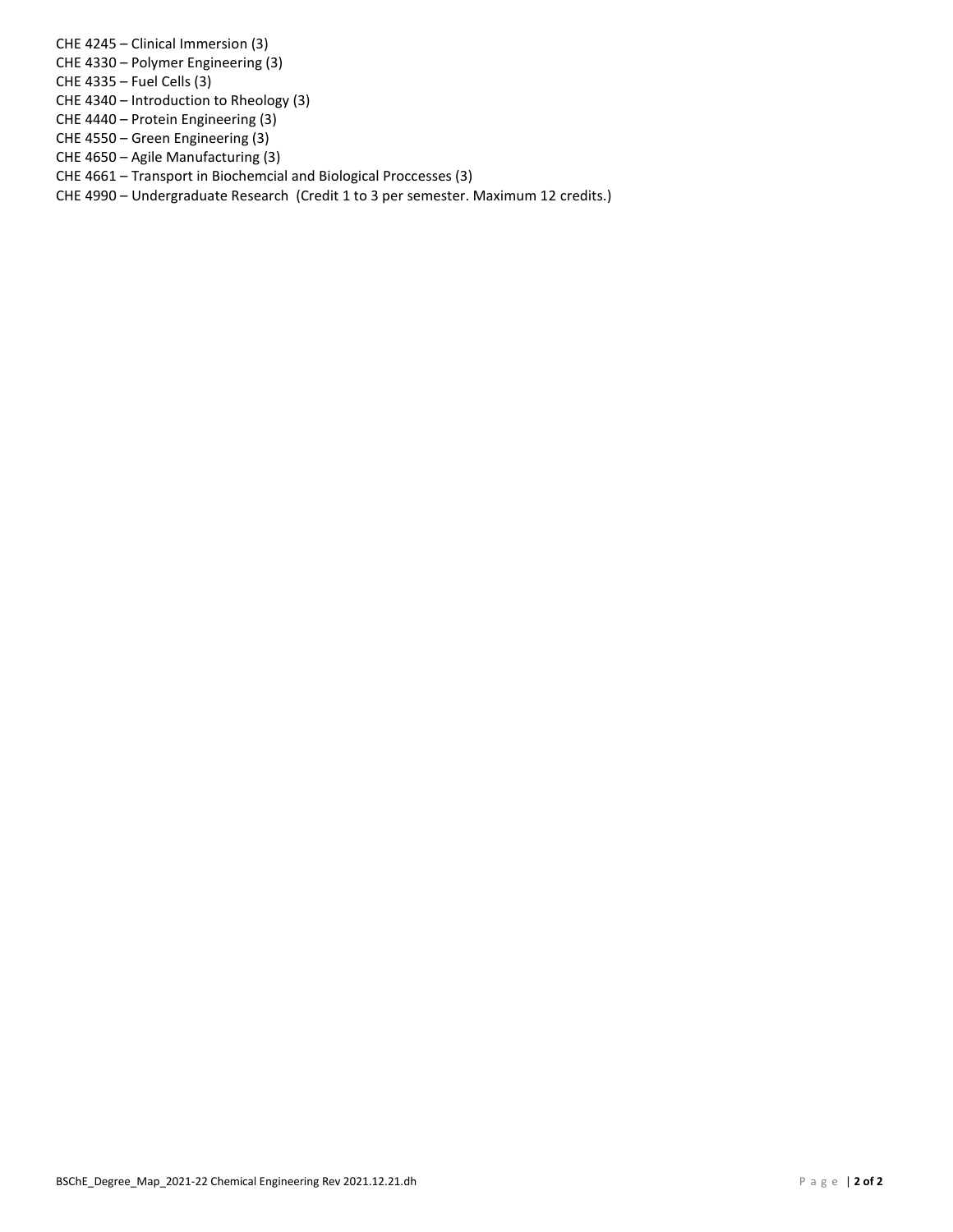CHE 4245 – Clinical Immersion (3)
CHE 4330 – Polymer Engineering (3)
CHE 4335 – Fuel Cells (3)
CHE 4340 – Introduction to Rheology (3)
CHE 4440 – Protein Engineering (3)
CHE 4550 – Green Engineering (3)
CHE 4650 – Agile Manufacturing (3)
CHE 4661 – Transport in Biochemcial and Biological Proccesses (3)
CHE 4990 – Undergraduate Research (Credit 1 to 3 per semester. Maximum 12 credits.)